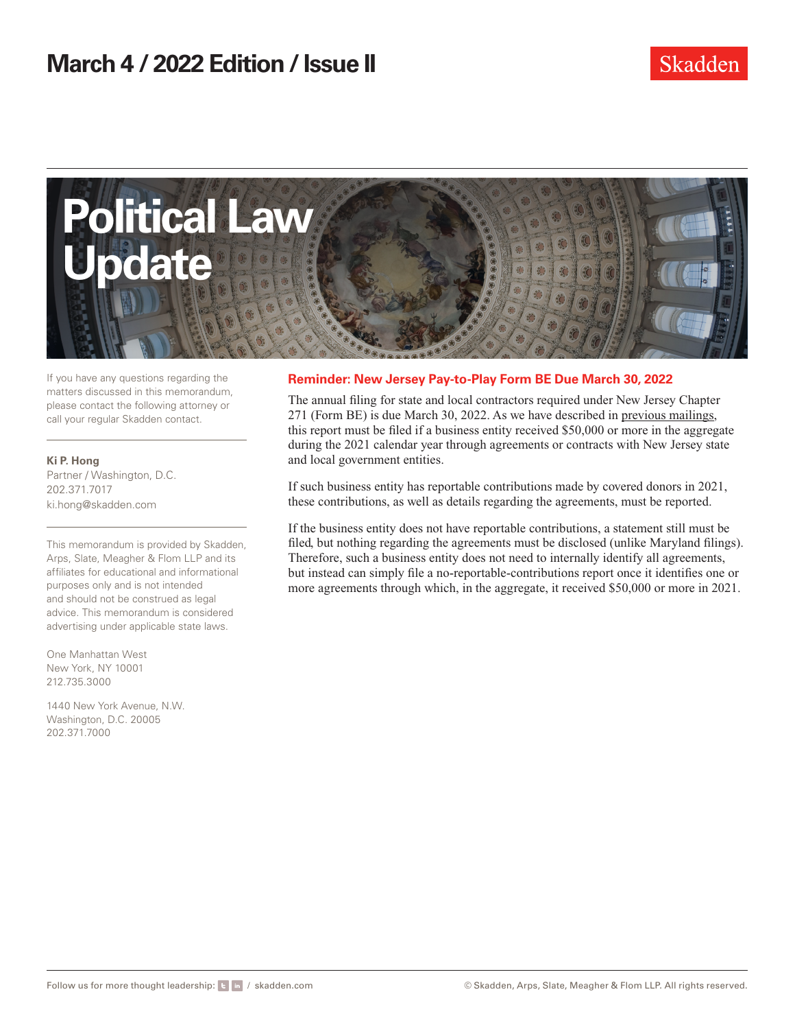# March 4 / 2022 Edition / Issue II

Skadden

# Political Law Update

If you have any questions regarding the matters discussed in this memorandum, please contact the following attorney or call your regular Skadden contact.

**Ki P. Hong**
Partner / Washington, D.C.
202.371.7017
ki.hong@skadden.com

This memorandum is provided by Skadden, Arps, Slate, Meagher & Flom LLP and its affiliates for educational and informational purposes only and is not intended and should not be construed as legal advice. This memorandum is considered advertising under applicable state laws.

One Manhattan West
New York, NY 10001
212.735.3000

1440 New York Avenue, N.W.
Washington, D.C. 20005
202.371.7000

## Reminder: New Jersey Pay-to-Play Form BE Due March 30, 2022

The annual filing for state and local contractors required under New Jersey Chapter 271 (Form BE) is due March 30, 2022. As we have described in previous mailings, this report must be filed if a business entity received $50,000 or more in the aggregate during the 2021 calendar year through agreements or contracts with New Jersey state and local government entities.

If such business entity has reportable contributions made by covered donors in 2021, these contributions, as well as details regarding the agreements, must be reported.

If the business entity does not have reportable contributions, a statement still must be filed, but nothing regarding the agreements must be disclosed (unlike Maryland filings). Therefore, such a business entity does not need to internally identify all agreements, but instead can simply file a no-reportable-contributions report once it identifies one or more agreements through which, in the aggregate, it received $50,000 or more in 2021.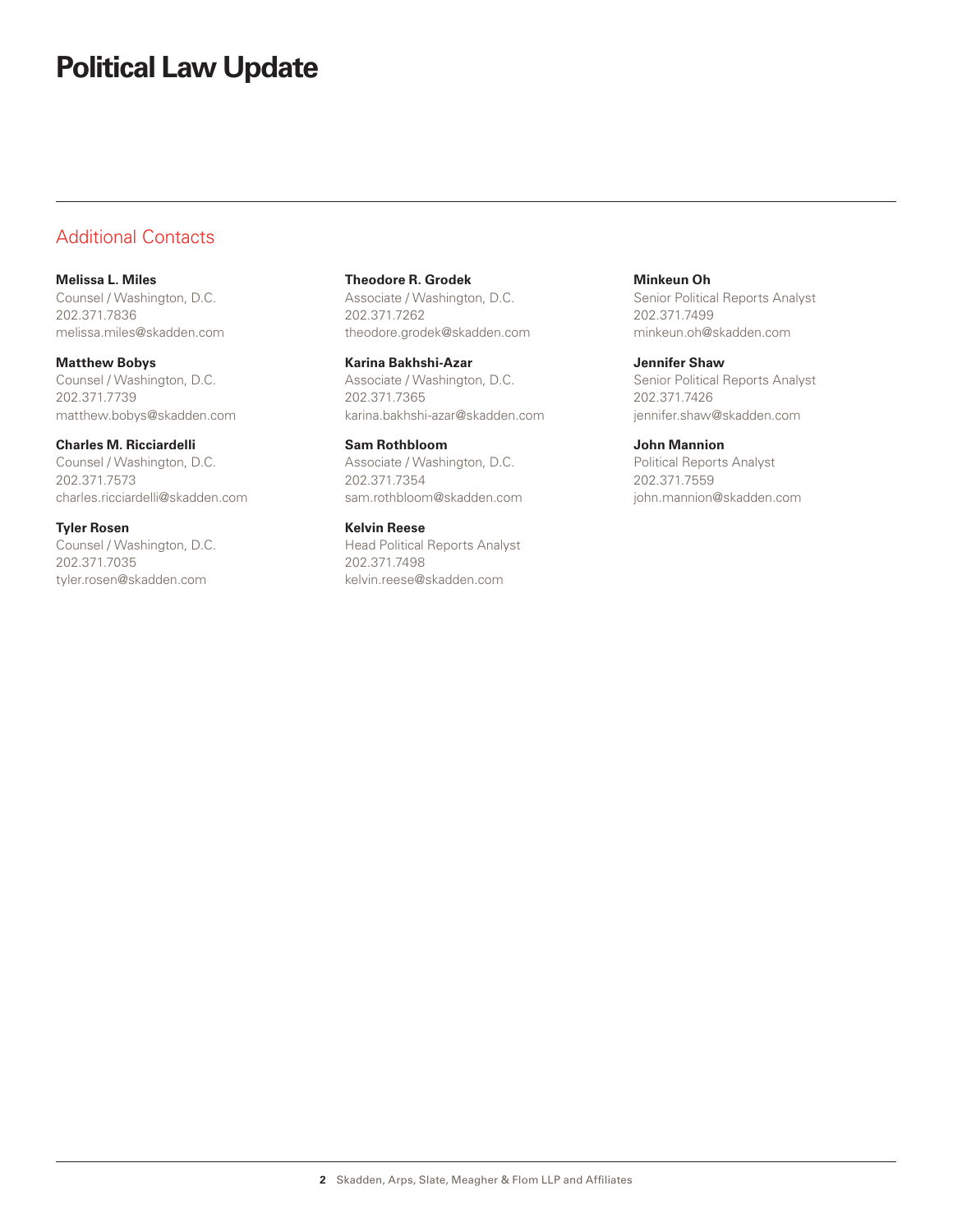# Political Law Update

## Additional Contacts

**Melissa L. Miles**
Counsel / Washington, D.C.
202.371.7836
melissa.miles@skadden.com

**Matthew Bobys**
Counsel / Washington, D.C.
202.371.7739
matthew.bobys@skadden.com

**Charles M. Ricciardelli**
Counsel / Washington, D.C.
202.371.7573
charles.ricciardelli@skadden.com

**Tyler Rosen**
Counsel / Washington, D.C.
202.371.7035
tyler.rosen@skadden.com

**Theodore R. Grodek**
Associate / Washington, D.C.
202.371.7262
theodore.grodek@skadden.com

**Karina Bakhshi-Azar**
Associate / Washington, D.C.
202.371.7365
karina.bakhshi-azar@skadden.com

**Sam Rothbloom**
Associate / Washington, D.C.
202.371.7354
sam.rothbloom@skadden.com

**Kelvin Reese**
Head Political Reports Analyst
202.371.7498
kelvin.reese@skadden.com

**Minkeun Oh**
Senior Political Reports Analyst
202.371.7499
minkeun.oh@skadden.com

**Jennifer Shaw**
Senior Political Reports Analyst
202.371.7426
jennifer.shaw@skadden.com

**John Mannion**
Political Reports Analyst
202.371.7559
john.mannion@skadden.com